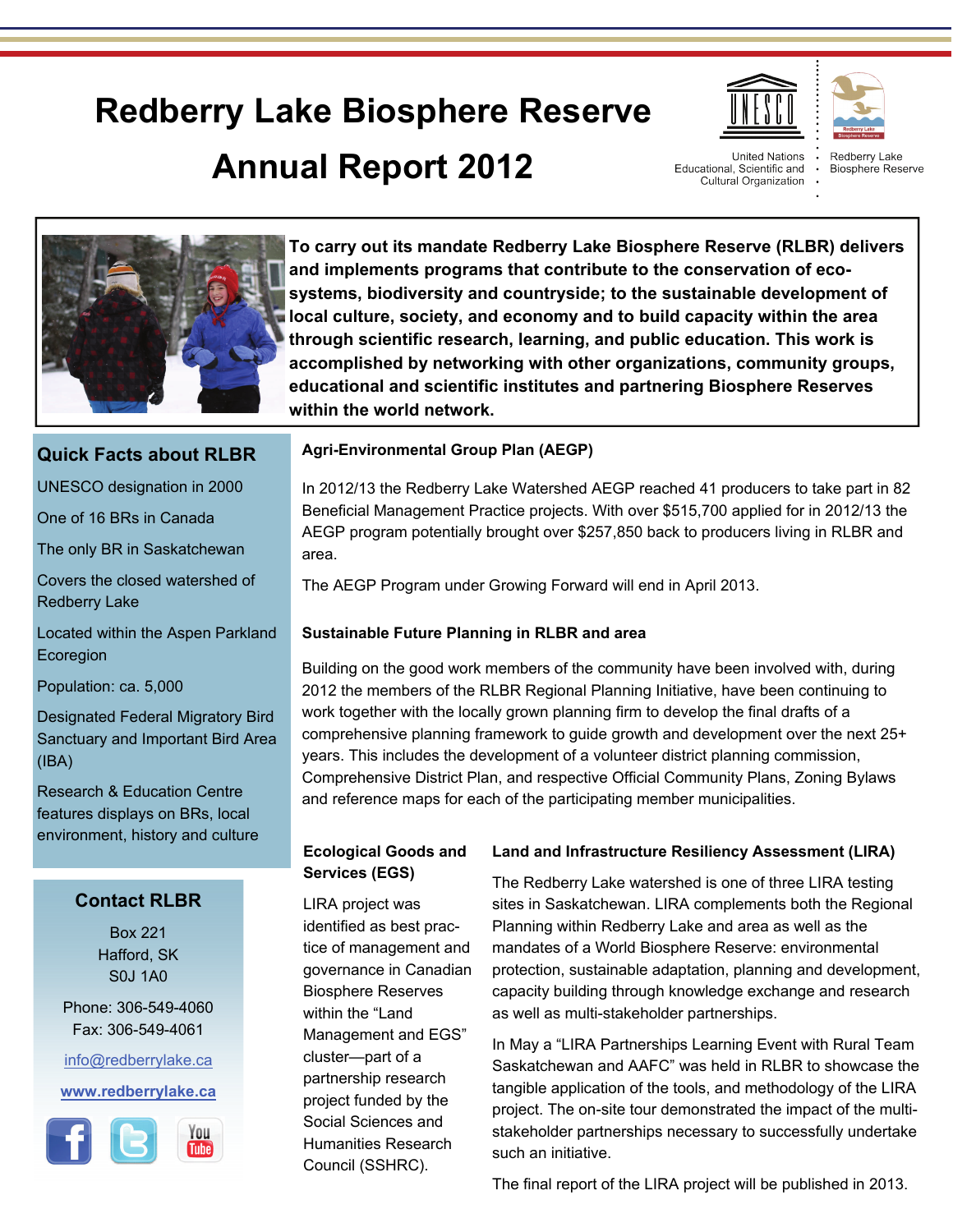# Redberry Lake Biosphere Reserve Annual Report 2012

United Nations Educational, Scientific and Cultural Organization

Redberry Lake Biosphere Reserve

**To carry out its mandate Redberry Lake Biosphere Reserve (RLBR) delivers and implements programs that contribute to the conservation of eco-systems, biodiversity and countryside; to the sustainable development of local culture, society, and economy and to build capacity within the area through scientific research, learning, and public education. This work is accomplished by networking with other organizations, community groups, educational and scientific institutes and partnering Biosphere Reserves within the world network.**

## Quick Facts about RLBR

UNESCO designation in 2000

One of 16 BRs in Canada

The only BR in Saskatchewan

Covers the closed watershed of Redberry Lake

Located within the Aspen Parkland Ecoregion

Population: ca. 5,000

Designated Federal Migratory Bird Sanctuary and Important Bird Area (IBA)

Research & Education Centre features displays on BRs, local environment, history and culture

## Contact RLBR

Box 221
Hafford, SK
S0J 1A0

Phone: 306-549-4060
Fax: 306-549-4061

info@redberrylake.ca

**www.redberrylake.ca**

### Agri-Environmental Group Plan (AEGP)

In 2012/13 the Redberry Lake Watershed AEGP reached 41 producers to take part in 82 Beneficial Management Practice projects. With over $515,700 applied for in 2012/13 the AEGP program potentially brought over $257,850 back to producers living in RLBR and area.

The AEGP Program under Growing Forward will end in April 2013.

### Sustainable Future Planning in RLBR and area

Building on the good work members of the community have been involved with, during 2012 the members of the RLBR Regional Planning Initiative, have been continuing to work together with the locally grown planning firm to develop the final drafts of a comprehensive planning framework to guide growth and development over the next 25+ years. This includes the development of a volunteer district planning commission, Comprehensive District Plan, and respective Official Community Plans, Zoning Bylaws and reference maps for each of the participating member municipalities.

### Ecological Goods and Services (EGS)

LIRA project was identified as best practice of management and governance in Canadian Biosphere Reserves within the “Land Management and EGS” cluster—part of a partnership research project funded by the Social Sciences and Humanities Research Council (SSHRC).

### Land and Infrastructure Resiliency Assessment (LIRA)

The Redberry Lake watershed is one of three LIRA testing sites in Saskatchewan. LIRA complements both the Regional Planning within Redberry Lake and area as well as the mandates of a World Biosphere Reserve: environmental protection, sustainable adaptation, planning and development, capacity building through knowledge exchange and research as well as multi-stakeholder partnerships.

In May a “LIRA Partnerships Learning Event with Rural Team Saskatchewan and AAFC” was held in RLBR to showcase the tangible application of the tools, and methodology of the LIRA project. The on-site tour demonstrated the impact of the multi-stakeholder partnerships necessary to successfully undertake such an initiative.

The final report of the LIRA project will be published in 2013.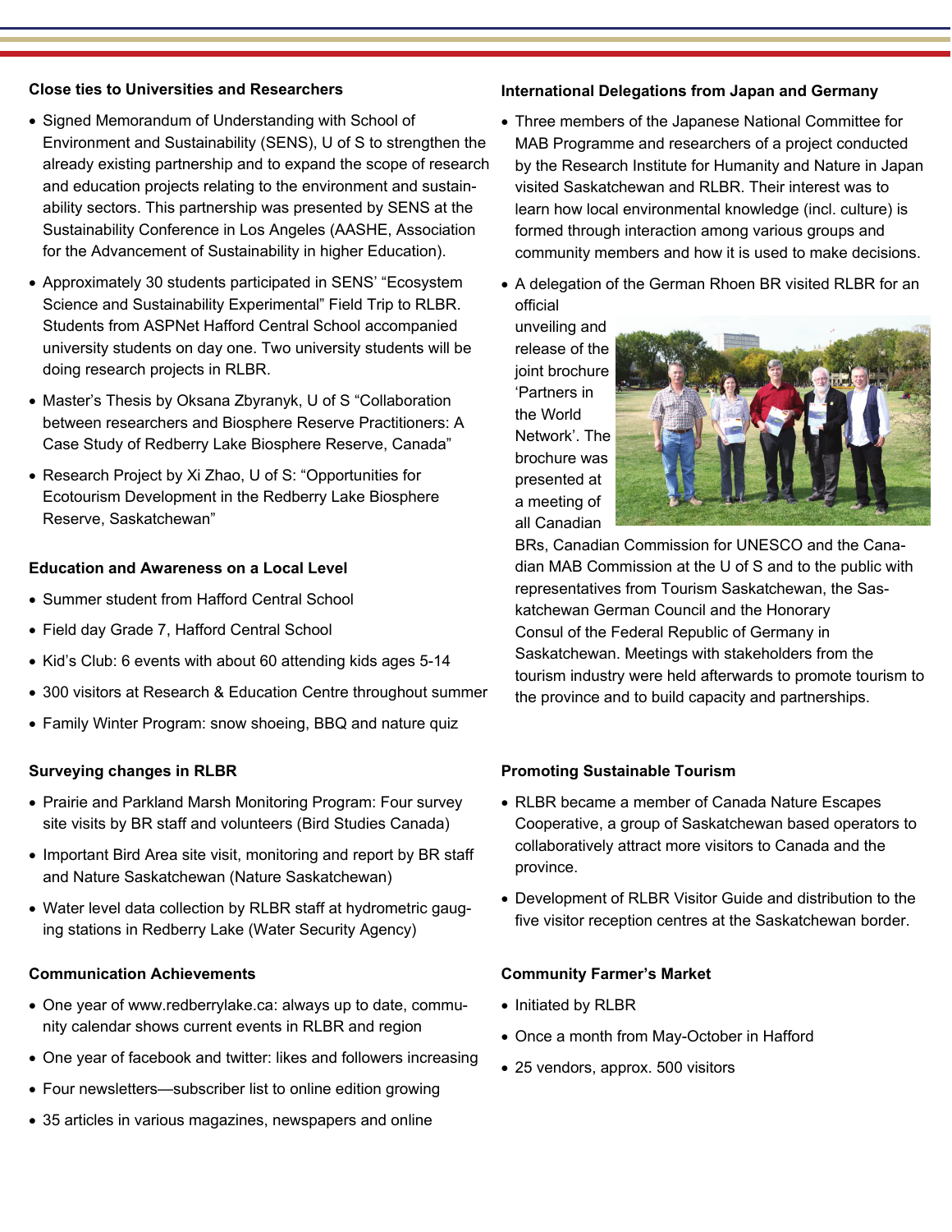### Close ties to Universities and Researchers

- Signed Memorandum of Understanding with School of Environment and Sustainability (SENS), U of S to strengthen the already existing partnership and to expand the scope of research and education projects relating to the environment and sustainability sectors. This partnership was presented by SENS at the Sustainability Conference in Los Angeles (AASHE, Association for the Advancement of Sustainability in higher Education).
- Approximately 30 students participated in SENS' "Ecosystem Science and Sustainability Experimental" Field Trip to RLBR. Students from ASPNet Hafford Central School accompanied university students on day one. Two university students will be doing research projects in RLBR.
- Master's Thesis by Oksana Zbyranyk, U of S "Collaboration between researchers and Biosphere Reserve Practitioners: A Case Study of Redberry Lake Biosphere Reserve, Canada"
- Research Project by Xi Zhao, U of S: "Opportunities for Ecotourism Development in the Redberry Lake Biosphere Reserve, Saskatchewan"

### Education and Awareness on a Local Level

- Summer student from Hafford Central School
- Field day Grade 7, Hafford Central School
- Kid's Club: 6 events with about 60 attending kids ages 5-14
- 300 visitors at Research & Education Centre throughout summer
- Family Winter Program: snow shoeing, BBQ and nature quiz

### Surveying changes in RLBR

- Prairie and Parkland Marsh Monitoring Program: Four survey site visits by BR staff and volunteers (Bird Studies Canada)
- Important Bird Area site visit, monitoring and report by BR staff and Nature Saskatchewan (Nature Saskatchewan)
- Water level data collection by RLBR staff at hydrometric gauging stations in Redberry Lake (Water Security Agency)

### Communication Achievements

- One year of www.redberrylake.ca: always up to date, community calendar shows current events in RLBR and region
- One year of facebook and twitter: likes and followers increasing
- Four newsletters—subscriber list to online edition growing
- 35 articles in various magazines, newspapers and online

### International Delegations from Japan and Germany

- Three members of the Japanese National Committee for MAB Programme and researchers of a project conducted by the Research Institute for Humanity and Nature in Japan visited Saskatchewan and RLBR. Their interest was to learn how local environmental knowledge (incl. culture) is formed through interaction among various groups and community members and how it is used to make decisions.
- A delegation of the German Rhoen BR visited RLBR for an official unveiling and release of the joint brochure 'Partners in the World Network'. The brochure was presented at a meeting of all Canadian BRs, Canadian Commission for UNESCO and the Canadian MAB Commission at the U of S and to the public with representatives from Tourism Saskatchewan, the Saskatchewan German Council and the Honorary Consul of the Federal Republic of Germany in Saskatchewan. Meetings with stakeholders from the tourism industry were held afterwards to promote tourism to the province and to build capacity and partnerships.

### Promoting Sustainable Tourism

- RLBR became a member of Canada Nature Escapes Cooperative, a group of Saskatchewan based operators to collaboratively attract more visitors to Canada and the province.
- Development of RLBR Visitor Guide and distribution to the five visitor reception centres at the Saskatchewan border.

### Community Farmer's Market

- Initiated by RLBR
- Once a month from May-October in Hafford
- 25 vendors, approx. 500 visitors